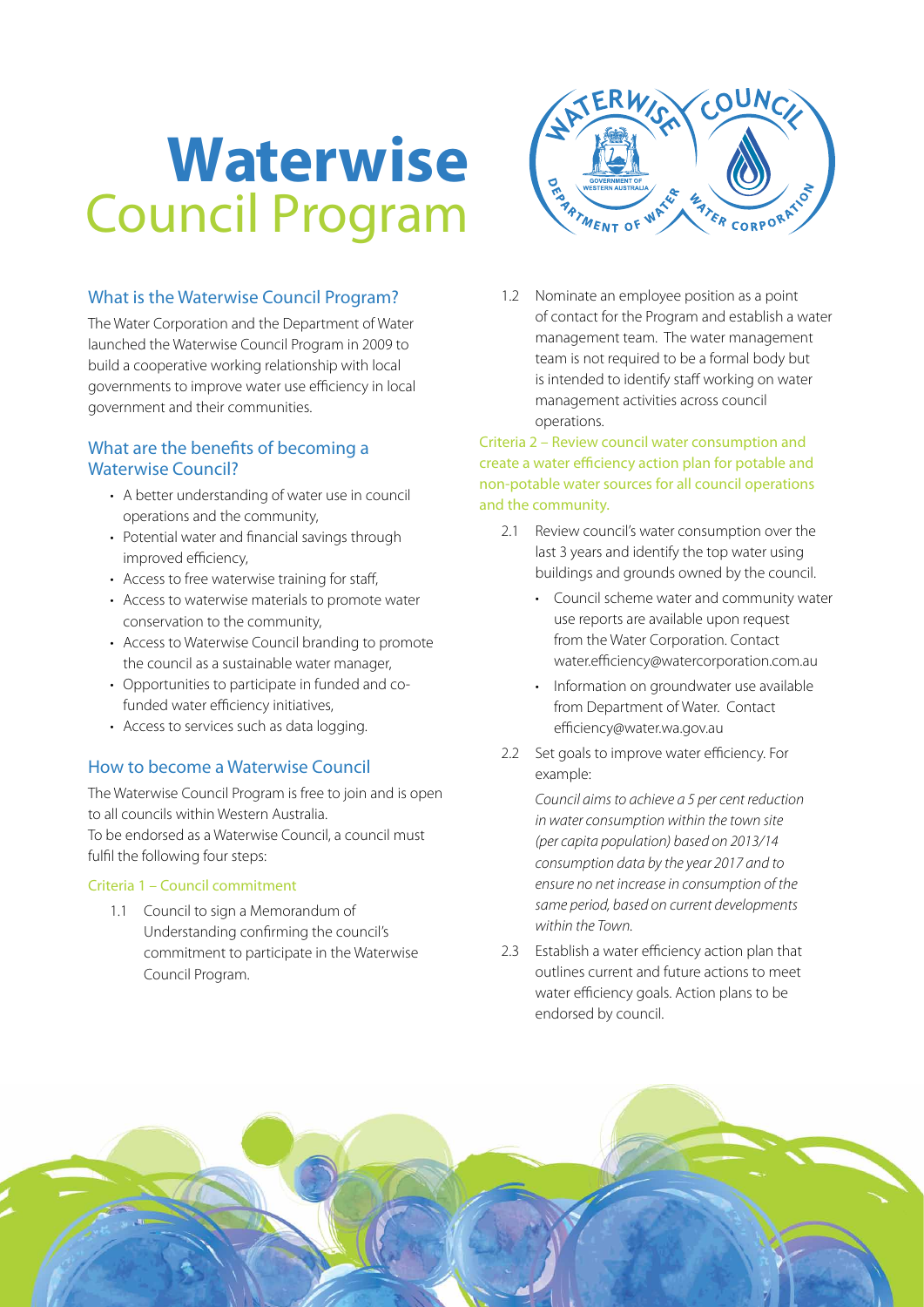# **Waterwise** Council Program

## What is the Waterwise Council Program?

The Water Corporation and the Department of Water launched the Waterwise Council Program in 2009 to build a cooperative working relationship with local governments to improve water use efficiency in local government and their communities.

## What are the benefits of becoming a Waterwise Council?

- A better understanding of water use in council operations and the community,
- Potential water and financial savings through improved efficiency,
- Access to free waterwise training for staff,
- Access to waterwise materials to promote water conservation to the community,
- Access to Waterwise Council branding to promote the council as a sustainable water manager,
- Opportunities to participate in funded and co-funded water efficiency initiatives,
- Access to services such as data logging.

## How to become a Waterwise Council

The Waterwise Council Program is free to join and is open to all councils within Western Australia.
To be endorsed as a Waterwise Council, a council must fulfil the following four steps:

### Criteria 1 – Council commitment

1.1 Council to sign a Memorandum of Understanding confirming the council's commitment to participate in the Waterwise Council Program.

1.2 Nominate an employee position as a point of contact for the Program and establish a water management team. The water management team is not required to be a formal body but is intended to identify staff working on water management activities across council operations.

### Criteria 2 – Review council water consumption and create a water efficiency action plan for potable and non-potable water sources for all council operations and the community.

2.1 Review council's water consumption over the last 3 years and identify the top water using buildings and grounds owned by the council.

- Council scheme water and community water use reports are available upon request from the Water Corporation. Contact water.efficiency@watercorporation.com.au
- Information on groundwater use available from Department of Water. Contact efficiency@water.wa.gov.au

2.2 Set goals to improve water efficiency. For example:

*Council aims to achieve a 5 per cent reduction in water consumption within the town site (per capita population) based on 2013/14 consumption data by the year 2017 and to ensure no net increase in consumption of the same period, based on current developments within the Town.*

2.3 Establish a water efficiency action plan that outlines current and future actions to meet water efficiency goals. Action plans to be endorsed by council.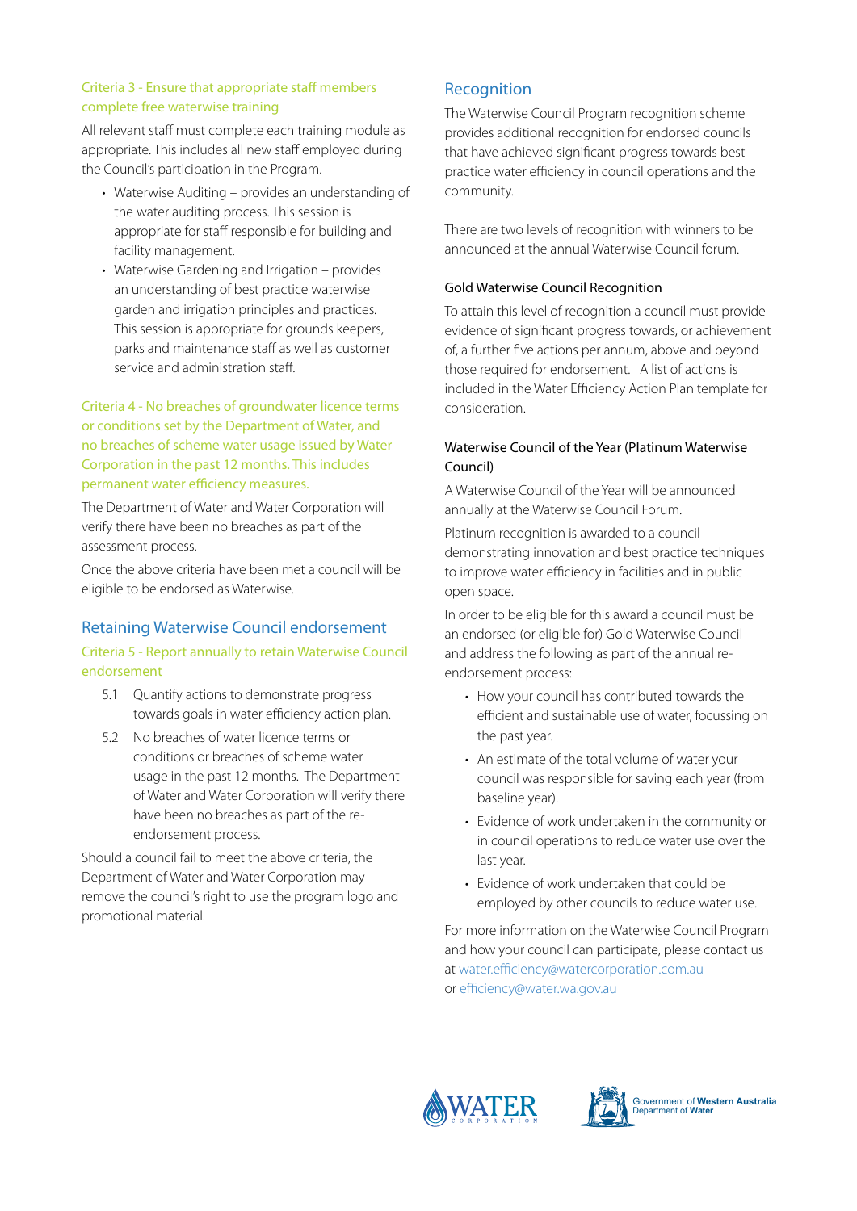### Criteria 3 - Ensure that appropriate staff members complete free waterwise training

All relevant staff must complete each training module as appropriate. This includes all new staff employed during the Council's participation in the Program.

- Waterwise Auditing – provides an understanding of the water auditing process. This session is appropriate for staff responsible for building and facility management.
- Waterwise Gardening and Irrigation – provides an understanding of best practice waterwise garden and irrigation principles and practices. This session is appropriate for grounds keepers, parks and maintenance staff as well as customer service and administration staff.

### Criteria 4 - No breaches of groundwater licence terms or conditions set by the Department of Water, and no breaches of scheme water usage issued by Water Corporation in the past 12 months. This includes permanent water efficiency measures.

The Department of Water and Water Corporation will verify there have been no breaches as part of the assessment process.

Once the above criteria have been met a council will be eligible to be endorsed as Waterwise.

## Retaining Waterwise Council endorsement

### Criteria 5 - Report annually to retain Waterwise Council endorsement

5.1 Quantify actions to demonstrate progress towards goals in water efficiency action plan.

5.2 No breaches of water licence terms or conditions or breaches of scheme water usage in the past 12 months. The Department of Water and Water Corporation will verify there have been no breaches as part of the re-endorsement process.

Should a council fail to meet the above criteria, the Department of Water and Water Corporation may remove the council's right to use the program logo and promotional material.

## Recognition

The Waterwise Council Program recognition scheme provides additional recognition for endorsed councils that have achieved significant progress towards best practice water efficiency in council operations and the community.

There are two levels of recognition with winners to be announced at the annual Waterwise Council forum.

### Gold Waterwise Council Recognition

To attain this level of recognition a council must provide evidence of significant progress towards, or achievement of, a further five actions per annum, above and beyond those required for endorsement. A list of actions is included in the Water Efficiency Action Plan template for consideration.

### Waterwise Council of the Year (Platinum Waterwise Council)

A Waterwise Council of the Year will be announced annually at the Waterwise Council Forum.

Platinum recognition is awarded to a council demonstrating innovation and best practice techniques to improve water efficiency in facilities and in public open space.

In order to be eligible for this award a council must be an endorsed (or eligible for) Gold Waterwise Council and address the following as part of the annual re-endorsement process:

- How your council has contributed towards the efficient and sustainable use of water, focussing on the past year.
- An estimate of the total volume of water your council was responsible for saving each year (from baseline year).
- Evidence of work undertaken in the community or in council operations to reduce water use over the last year.
- Evidence of work undertaken that could be employed by other councils to reduce water use.

For more information on the Waterwise Council Program and how your council can participate, please contact us at water.efficiency@watercorporation.com.au or efficiency@water.wa.gov.au

WATER CORPORATION

Government of Western Australia
Department of Water